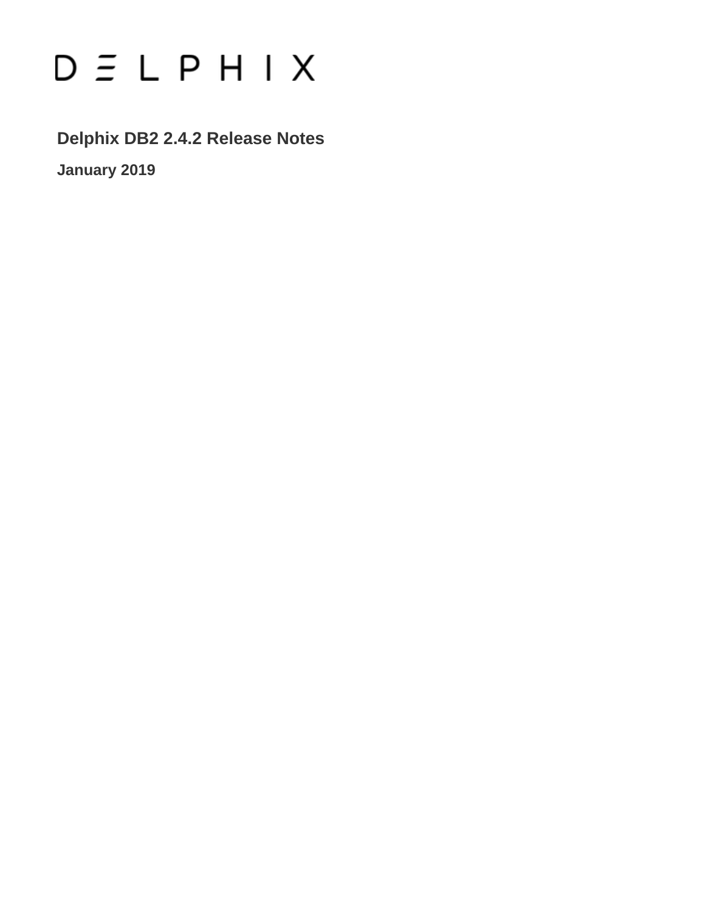DELPHIX

# Delphix DB2 2.4.2 Release Notes

**January 2019**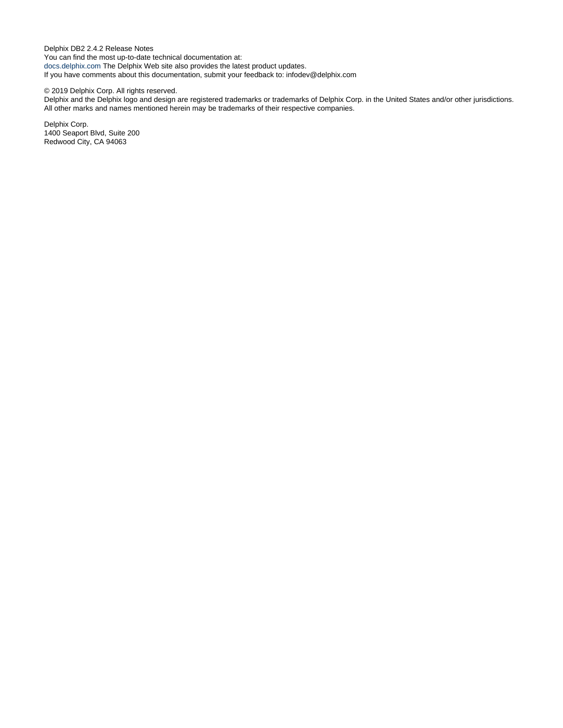Delphix DB2 2.4.2 Release Notes
You can find the most up-to-date technical documentation at:
docs.delphix.com The Delphix Web site also provides the latest product updates.
If you have comments about this documentation, submit your feedback to: infodev@delphix.com

© 2019 Delphix Corp. All rights reserved.
Delphix and the Delphix logo and design are registered trademarks or trademarks of Delphix Corp. in the United States and/or other jurisdictions.
All other marks and names mentioned herein may be trademarks of their respective companies.

Delphix Corp.
1400 Seaport Blvd, Suite 200
Redwood City, CA 94063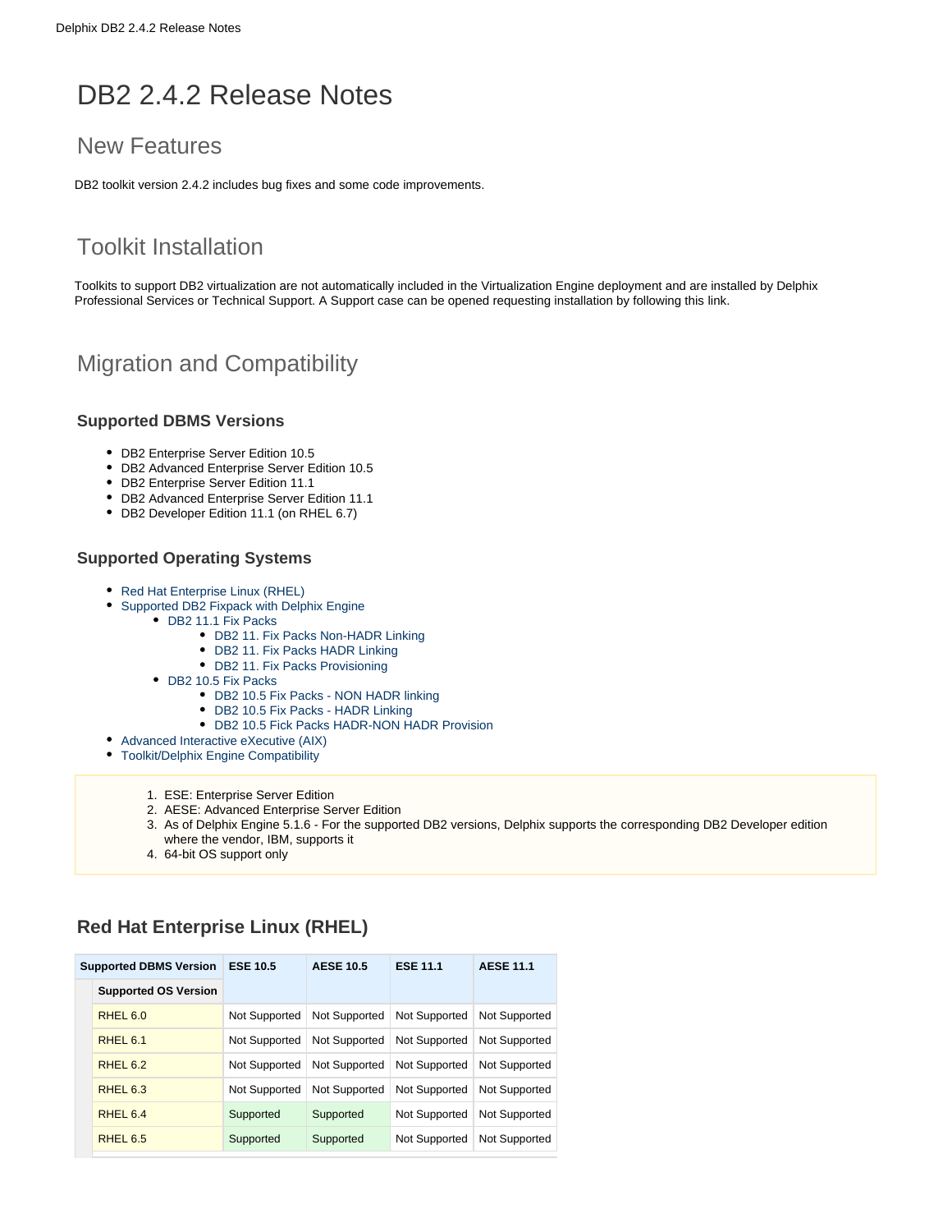# DB2 2.4.2 Release Notes

## New Features

DB2 toolkit version 2.4.2 includes bug fixes and some code improvements.

## Toolkit Installation

Toolkits to support DB2 virtualization are not automatically included in the Virtualization Engine deployment and are installed by Delphix Professional Services or Technical Support. A Support case can be opened requesting installation by following this link.

## Migration and Compatibility

### Supported DBMS Versions

- DB2 Enterprise Server Edition 10.5
- DB2 Advanced Enterprise Server Edition 10.5
- DB2 Enterprise Server Edition 11.1
- DB2 Advanced Enterprise Server Edition 11.1
- DB2 Developer Edition 11.1 (on RHEL 6.7)

### Supported Operating Systems

- Red Hat Enterprise Linux (RHEL)
- Supported DB2 Fixpack with Delphix Engine
  - DB2 11.1 Fix Packs
    - DB2 11. Fix Packs Non-HADR Linking
    - DB2 11. Fix Packs HADR Linking
    - DB2 11. Fix Packs Provisioning
  - DB2 10.5 Fix Packs
    - DB2 10.5 Fix Packs - NON HADR linking
    - DB2 10.5 Fix Packs - HADR Linking
    - DB2 10.5 Fick Packs HADR-NON HADR Provision
- Advanced Interactive eXecutive (AIX)
- Toolkit/Delphix Engine Compatibility

1. ESE: Enterprise Server Edition
2. AESE: Advanced Enterprise Server Edition
3. As of Delphix Engine 5.1.6 - For the supported DB2 versions, Delphix supports the corresponding DB2 Developer edition where the vendor, IBM, supports it
4. 64-bit OS support only

### Red Hat Enterprise Linux (RHEL)

| Supported DBMS Version / Supported OS Version | ESE 10.5 | AESE 10.5 | ESE 11.1 | AESE 11.1 |
|---|---|---|---|---|
| RHEL 6.0 | Not Supported | Not Supported | Not Supported | Not Supported |
| RHEL 6.1 | Not Supported | Not Supported | Not Supported | Not Supported |
| RHEL 6.2 | Not Supported | Not Supported | Not Supported | Not Supported |
| RHEL 6.3 | Not Supported | Not Supported | Not Supported | Not Supported |
| RHEL 6.4 | Supported | Supported | Not Supported | Not Supported |
| RHEL 6.5 | Supported | Supported | Not Supported | Not Supported |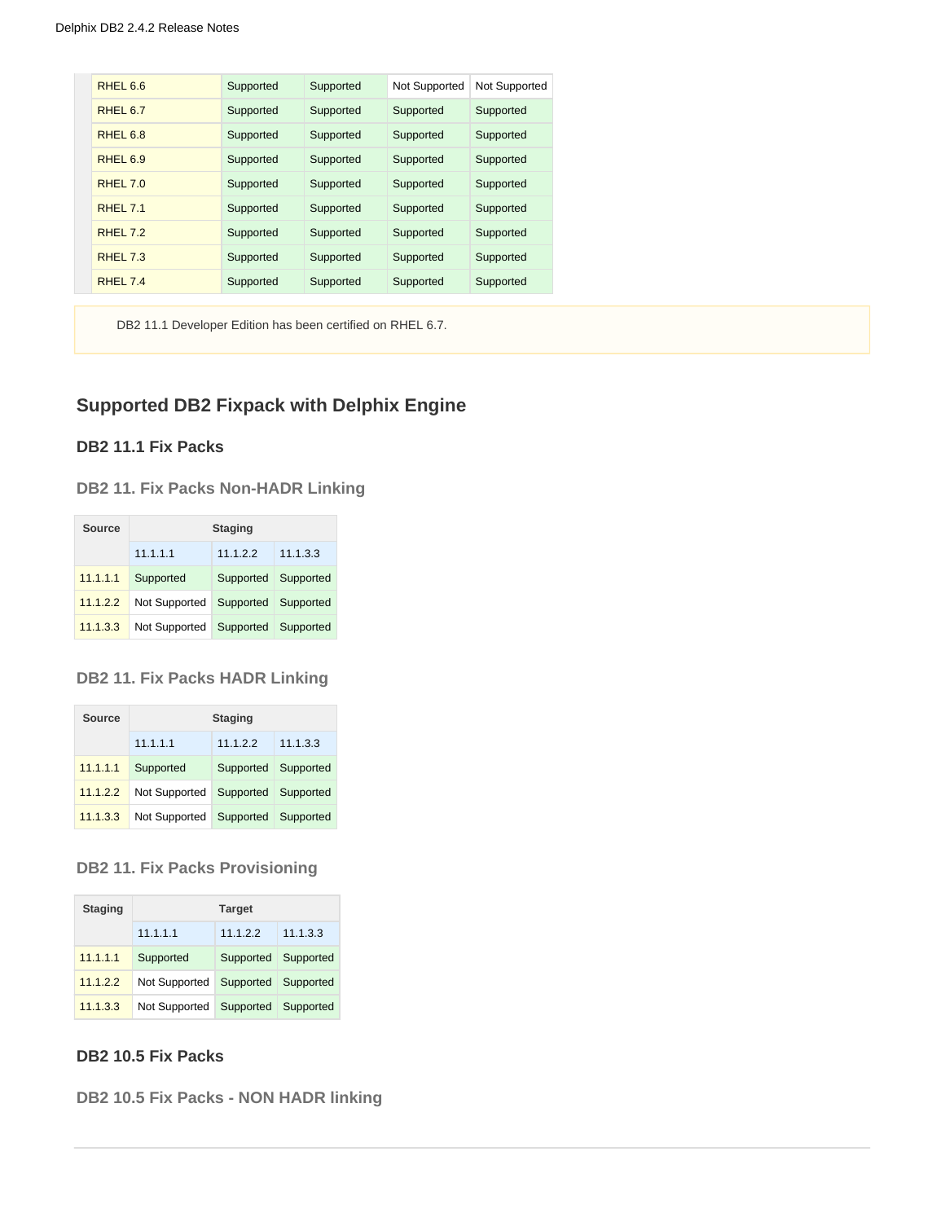| | | | | |
|---|---|---|---|---|
| RHEL 6.6 | Supported | Supported | Not Supported | Not Supported |
| RHEL 6.7 | Supported | Supported | Supported | Supported |
| RHEL 6.8 | Supported | Supported | Supported | Supported |
| RHEL 6.9 | Supported | Supported | Supported | Supported |
| RHEL 7.0 | Supported | Supported | Supported | Supported |
| RHEL 7.1 | Supported | Supported | Supported | Supported |
| RHEL 7.2 | Supported | Supported | Supported | Supported |
| RHEL 7.3 | Supported | Supported | Supported | Supported |
| RHEL 7.4 | Supported | Supported | Supported | Supported |

DB2 11.1 Developer Edition has been certified on RHEL 6.7.

## Supported DB2 Fixpack with Delphix Engine

### DB2 11.1 Fix Packs

#### DB2 11. Fix Packs Non-HADR Linking

| Source | Staging | | |
|---|---|---|---|
| | 11.1.1.1 | 11.1.2.2 | 11.1.3.3 |
| 11.1.1.1 | Supported | Supported | Supported |
| 11.1.2.2 | Not Supported | Supported | Supported |
| 11.1.3.3 | Not Supported | Supported | Supported |

#### DB2 11. Fix Packs HADR Linking

| Source | Staging | | |
|---|---|---|---|
| | 11.1.1.1 | 11.1.2.2 | 11.1.3.3 |
| 11.1.1.1 | Supported | Supported | Supported |
| 11.1.2.2 | Not Supported | Supported | Supported |
| 11.1.3.3 | Not Supported | Supported | Supported |

#### DB2 11. Fix Packs Provisioning

| Staging | Target | | |
|---|---|---|---|
| | 11.1.1.1 | 11.1.2.2 | 11.1.3.3 |
| 11.1.1.1 | Supported | Supported | Supported |
| 11.1.2.2 | Not Supported | Supported | Supported |
| 11.1.3.3 | Not Supported | Supported | Supported |

### DB2 10.5 Fix Packs

#### DB2 10.5 Fix Packs - NON HADR linking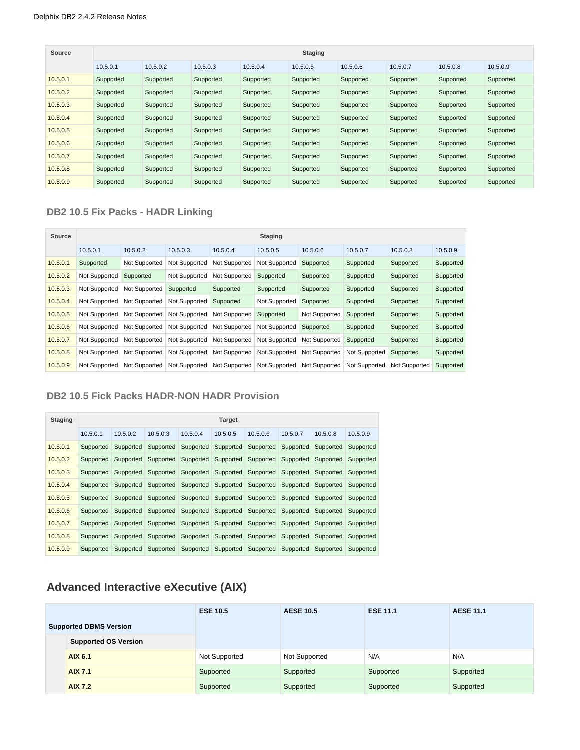| Source | Staging | | | | | | | | |
|---|---|---|---|---|---|---|---|---|---|
| | 10.5.0.1 | 10.5.0.2 | 10.5.0.3 | 10.5.0.4 | 10.5.0.5 | 10.5.0.6 | 10.5.0.7 | 10.5.0.8 | 10.5.0.9 |
| 10.5.0.1 | Supported | Supported | Supported | Supported | Supported | Supported | Supported | Supported | Supported |
| 10.5.0.2 | Supported | Supported | Supported | Supported | Supported | Supported | Supported | Supported | Supported |
| 10.5.0.3 | Supported | Supported | Supported | Supported | Supported | Supported | Supported | Supported | Supported |
| 10.5.0.4 | Supported | Supported | Supported | Supported | Supported | Supported | Supported | Supported | Supported |
| 10.5.0.5 | Supported | Supported | Supported | Supported | Supported | Supported | Supported | Supported | Supported |
| 10.5.0.6 | Supported | Supported | Supported | Supported | Supported | Supported | Supported | Supported | Supported |
| 10.5.0.7 | Supported | Supported | Supported | Supported | Supported | Supported | Supported | Supported | Supported |
| 10.5.0.8 | Supported | Supported | Supported | Supported | Supported | Supported | Supported | Supported | Supported |
| 10.5.0.9 | Supported | Supported | Supported | Supported | Supported | Supported | Supported | Supported | Supported |

### DB2 10.5 Fix Packs - HADR Linking

| Source | Staging | | | | | | | | |
|---|---|---|---|---|---|---|---|---|---|
| | 10.5.0.1 | 10.5.0.2 | 10.5.0.3 | 10.5.0.4 | 10.5.0.5 | 10.5.0.6 | 10.5.0.7 | 10.5.0.8 | 10.5.0.9 |
| 10.5.0.1 | Supported | Not Supported | Not Supported | Not Supported | Not Supported | Supported | Supported | Supported | Supported |
| 10.5.0.2 | Not Supported | Supported | Not Supported | Not Supported | Supported | Supported | Supported | Supported | Supported |
| 10.5.0.3 | Not Supported | Not Supported | Supported | Supported | Supported | Supported | Supported | Supported | Supported |
| 10.5.0.4 | Not Supported | Not Supported | Not Supported | Supported | Not Supported | Supported | Supported | Supported | Supported |
| 10.5.0.5 | Not Supported | Not Supported | Not Supported | Not Supported | Supported | Not Supported | Supported | Supported | Supported |
| 10.5.0.6 | Not Supported | Not Supported | Not Supported | Not Supported | Not Supported | Supported | Supported | Supported | Supported |
| 10.5.0.7 | Not Supported | Not Supported | Not Supported | Not Supported | Not Supported | Not Supported | Supported | Supported | Supported |
| 10.5.0.8 | Not Supported | Not Supported | Not Supported | Not Supported | Not Supported | Not Supported | Not Supported | Supported | Supported |
| 10.5.0.9 | Not Supported | Not Supported | Not Supported | Not Supported | Not Supported | Not Supported | Not Supported | Not Supported | Supported |

### DB2 10.5 Fick Packs HADR-NON HADR Provision

| Staging | Target | | | | | | | | |
|---|---|---|---|---|---|---|---|---|---|
| | 10.5.0.1 | 10.5.0.2 | 10.5.0.3 | 10.5.0.4 | 10.5.0.5 | 10.5.0.6 | 10.5.0.7 | 10.5.0.8 | 10.5.0.9 |
| 10.5.0.1 | Supported | Supported | Supported | Supported | Supported | Supported | Supported | Supported | Supported |
| 10.5.0.2 | Supported | Supported | Supported | Supported | Supported | Supported | Supported | Supported | Supported |
| 10.5.0.3 | Supported | Supported | Supported | Supported | Supported | Supported | Supported | Supported | Supported |
| 10.5.0.4 | Supported | Supported | Supported | Supported | Supported | Supported | Supported | Supported | Supported |
| 10.5.0.5 | Supported | Supported | Supported | Supported | Supported | Supported | Supported | Supported | Supported |
| 10.5.0.6 | Supported | Supported | Supported | Supported | Supported | Supported | Supported | Supported | Supported |
| 10.5.0.7 | Supported | Supported | Supported | Supported | Supported | Supported | Supported | Supported | Supported |
| 10.5.0.8 | Supported | Supported | Supported | Supported | Supported | Supported | Supported | Supported | Supported |
| 10.5.0.9 | Supported | Supported | Supported | Supported | Supported | Supported | Supported | Supported | Supported |

## Advanced Interactive eXecutive (AIX)

| Supported DBMS Version | ESE 10.5 | AESE 10.5 | ESE 11.1 | AESE 11.1 |
|---|---|---|---|---|
| **Supported OS Version** | | | | |
| **AIX 6.1** | Not Supported | Not Supported | N/A | N/A |
| **AIX 7.1** | Supported | Supported | Supported | Supported |
| **AIX 7.2** | Supported | Supported | Supported | Supported |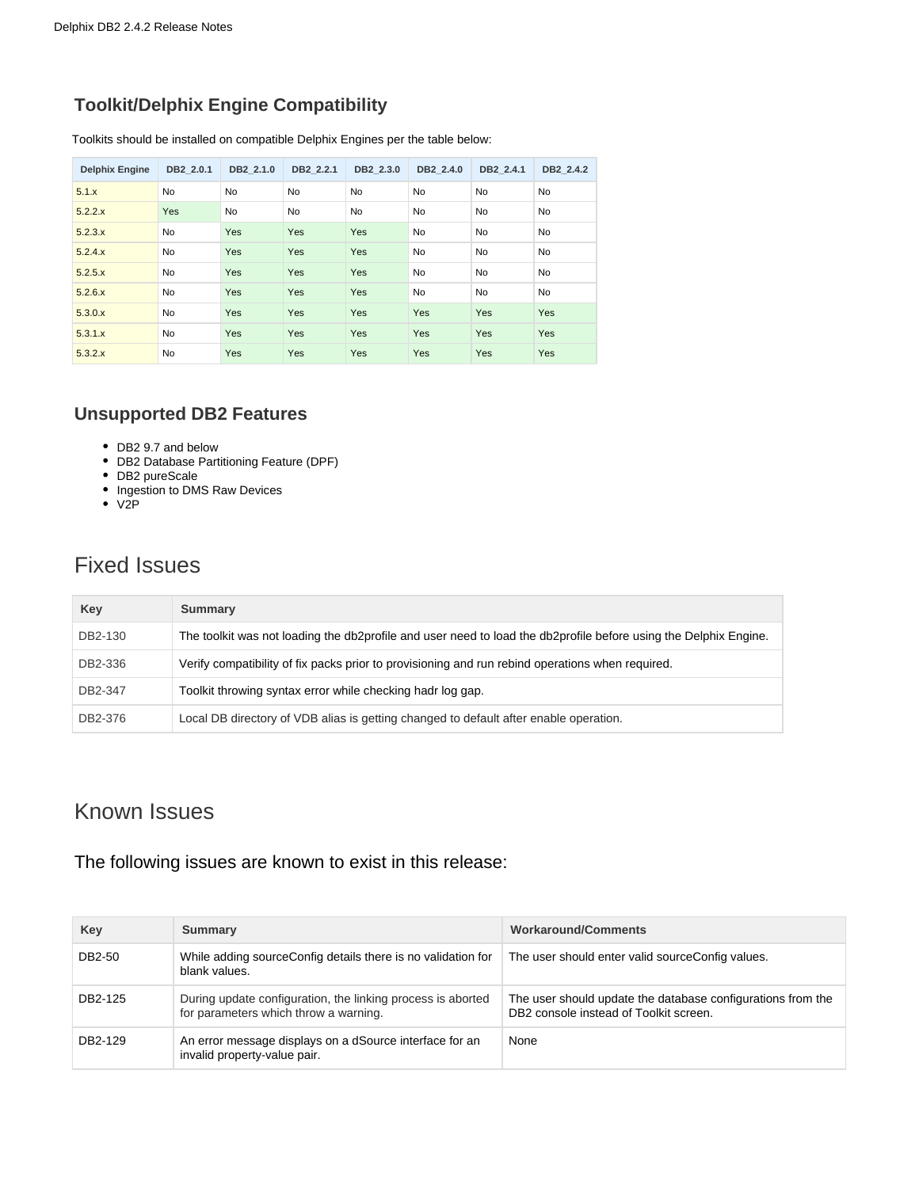### Toolkit/Delphix Engine Compatibility

Toolkits should be installed on compatible Delphix Engines per the table below:

| Delphix Engine | DB2_2.0.1 | DB2_2.1.0 | DB2_2.2.1 | DB2_2.3.0 | DB2_2.4.0 | DB2_2.4.1 | DB2_2.4.2 |
|---|---|---|---|---|---|---|---|
| 5.1.x | No | No | No | No | No | No | No |
| 5.2.2.x | Yes | No | No | No | No | No | No |
| 5.2.3.x | No | Yes | Yes | Yes | No | No | No |
| 5.2.4.x | No | Yes | Yes | Yes | No | No | No |
| 5.2.5.x | No | Yes | Yes | Yes | No | No | No |
| 5.2.6.x | No | Yes | Yes | Yes | No | No | No |
| 5.3.0.x | No | Yes | Yes | Yes | Yes | Yes | Yes |
| 5.3.1.x | No | Yes | Yes | Yes | Yes | Yes | Yes |
| 5.3.2.x | No | Yes | Yes | Yes | Yes | Yes | Yes |

### Unsupported DB2 Features

- DB2 9.7 and below
- DB2 Database Partitioning Feature (DPF)
- DB2 pureScale
- Ingestion to DMS Raw Devices
- V2P

## Fixed Issues

| Key | Summary |
|---|---|
| DB2-130 | The toolkit was not loading the db2profile and user need to load the db2profile before using the Delphix Engine. |
| DB2-336 | Verify compatibility of fix packs prior to provisioning and run rebind operations when required. |
| DB2-347 | Toolkit throwing syntax error while checking hadr log gap. |
| DB2-376 | Local DB directory of VDB alias is getting changed to default after enable operation. |

## Known Issues

### The following issues are known to exist in this release:

| Key | Summary | Workaround/Comments |
|---|---|---|
| DB2-50 | While adding sourceConfig details there is no validation for blank values. | The user should enter valid sourceConfig values. |
| DB2-125 | During update configuration, the linking process is aborted for parameters which throw a warning. | The user should update the database configurations from the DB2 console instead of Toolkit screen. |
| DB2-129 | An error message displays on a dSource interface for an invalid property-value pair. | None |